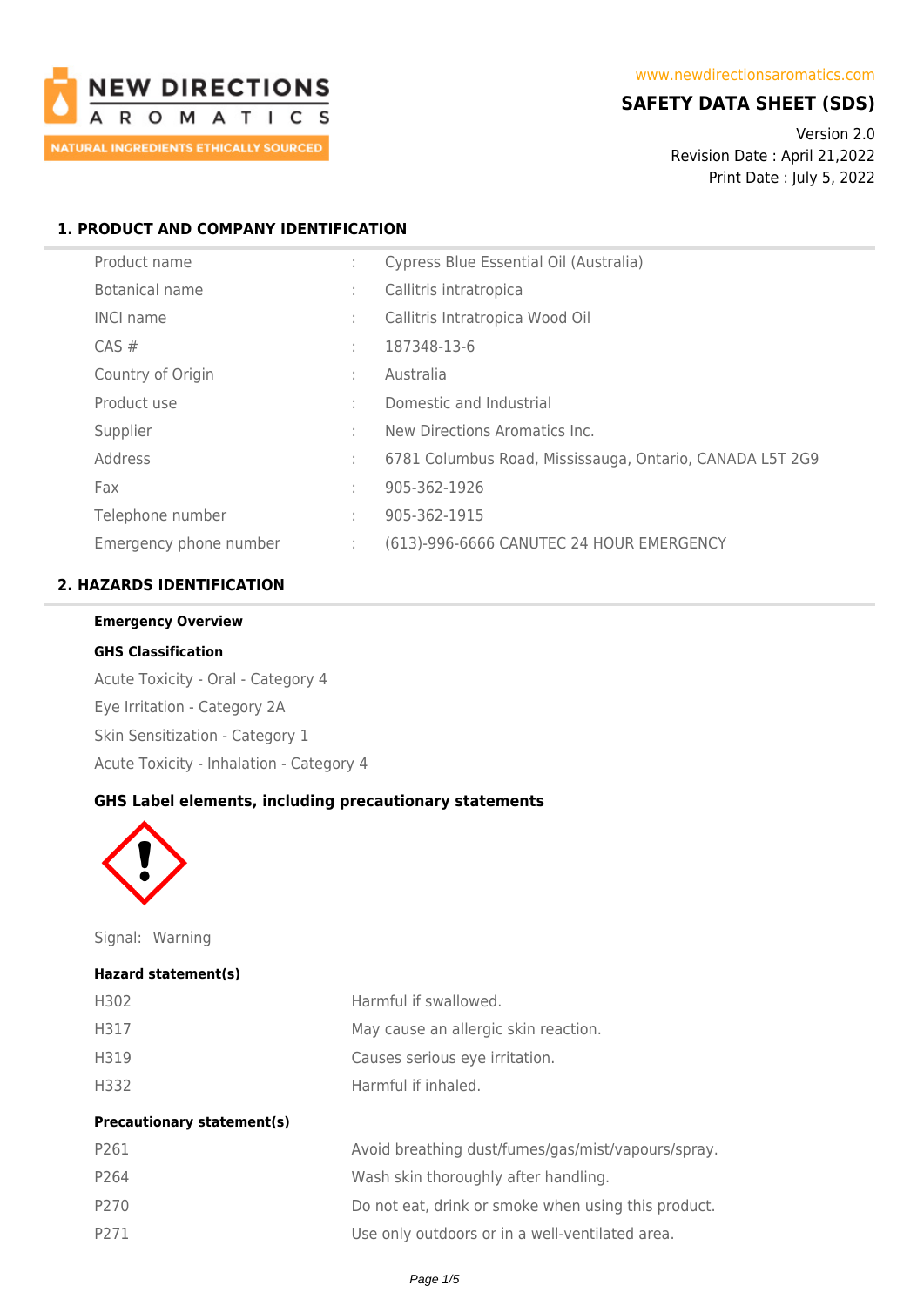NEW DIRECTIONS AROMATICS
NATURAL INGREDIENTS ETHICALLY SOURCED

www.newdirectionsaromatics.com

# SAFETY DATA SHEET (SDS)

Version 2.0
Revision Date : April 21,2022
Print Date : July 5, 2022

## 1. PRODUCT AND COMPANY IDENTIFICATION

| | | |
|---|---|---|
| Product name | : | Cypress Blue Essential Oil (Australia) |
| Botanical name | : | Callitris intratropica |
| INCI name | : | Callitris Intratropica Wood Oil |
| CAS # | : | 187348-13-6 |
| Country of Origin | : | Australia |
| Product use | : | Domestic and Industrial |
| Supplier | : | New Directions Aromatics Inc. |
| Address | : | 6781 Columbus Road, Mississauga, Ontario, CANADA L5T 2G9 |
| Fax | : | 905-362-1926 |
| Telephone number | : | 905-362-1915 |
| Emergency phone number | : | (613)-996-6666 CANUTEC 24 HOUR EMERGENCY |

## 2. HAZARDS IDENTIFICATION

**Emergency Overview**

**GHS Classification**

Acute Toxicity - Oral - Category 4

Eye Irritation - Category 2A

Skin Sensitization - Category 1

Acute Toxicity - Inhalation - Category 4

**GHS Label elements, including precautionary statements**

Signal: Warning

**Hazard statement(s)**

| | |
|---|---|
| H302 | Harmful if swallowed. |
| H317 | May cause an allergic skin reaction. |
| H319 | Causes serious eye irritation. |
| H332 | Harmful if inhaled. |

**Precautionary statement(s)**

| | |
|---|---|
| P261 | Avoid breathing dust/fumes/gas/mist/vapours/spray. |
| P264 | Wash skin thoroughly after handling. |
| P270 | Do not eat, drink or smoke when using this product. |
| P271 | Use only outdoors or in a well-ventilated area. |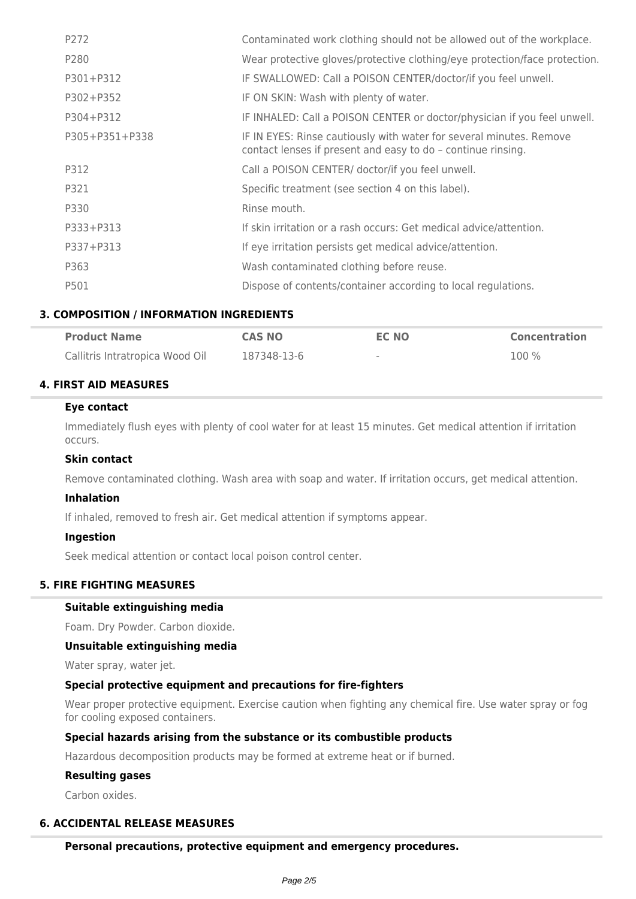| | |
|---|---|
| P272 | Contaminated work clothing should not be allowed out of the workplace. |
| P280 | Wear protective gloves/protective clothing/eye protection/face protection. |
| P301+P312 | IF SWALLOWED: Call a POISON CENTER/doctor/if you feel unwell. |
| P302+P352 | IF ON SKIN: Wash with plenty of water. |
| P304+P312 | IF INHALED: Call a POISON CENTER or doctor/physician if you feel unwell. |
| P305+P351+P338 | IF IN EYES: Rinse cautiously with water for several minutes. Remove contact lenses if present and easy to do – continue rinsing. |
| P312 | Call a POISON CENTER/ doctor/if you feel unwell. |
| P321 | Specific treatment (see section 4 on this label). |
| P330 | Rinse mouth. |
| P333+P313 | If skin irritation or a rash occurs: Get medical advice/attention. |
| P337+P313 | If eye irritation persists get medical advice/attention. |
| P363 | Wash contaminated clothing before reuse. |
| P501 | Dispose of contents/container according to local regulations. |

## 3. COMPOSITION / INFORMATION INGREDIENTS

| Product Name | CAS NO | EC NO | Concentration |
|---|---|---|---|
| Callitris Intratropica Wood Oil | 187348-13-6 | - | 100 % |

## 4. FIRST AID MEASURES

### Eye contact

Immediately flush eyes with plenty of cool water for at least 15 minutes. Get medical attention if irritation occurs.

### Skin contact

Remove contaminated clothing. Wash area with soap and water. If irritation occurs, get medical attention.

### Inhalation

If inhaled, removed to fresh air. Get medical attention if symptoms appear.

### Ingestion

Seek medical attention or contact local poison control center.

## 5. FIRE FIGHTING MEASURES

### Suitable extinguishing media

Foam. Dry Powder. Carbon dioxide.

### Unsuitable extinguishing media

Water spray, water jet.

### Special protective equipment and precautions for fire-fighters

Wear proper protective equipment. Exercise caution when fighting any chemical fire. Use water spray or fog for cooling exposed containers.

### Special hazards arising from the substance or its combustible products

Hazardous decomposition products may be formed at extreme heat or if burned.

### Resulting gases

Carbon oxides.

## 6. ACCIDENTAL RELEASE MEASURES

### Personal precautions, protective equipment and emergency procedures.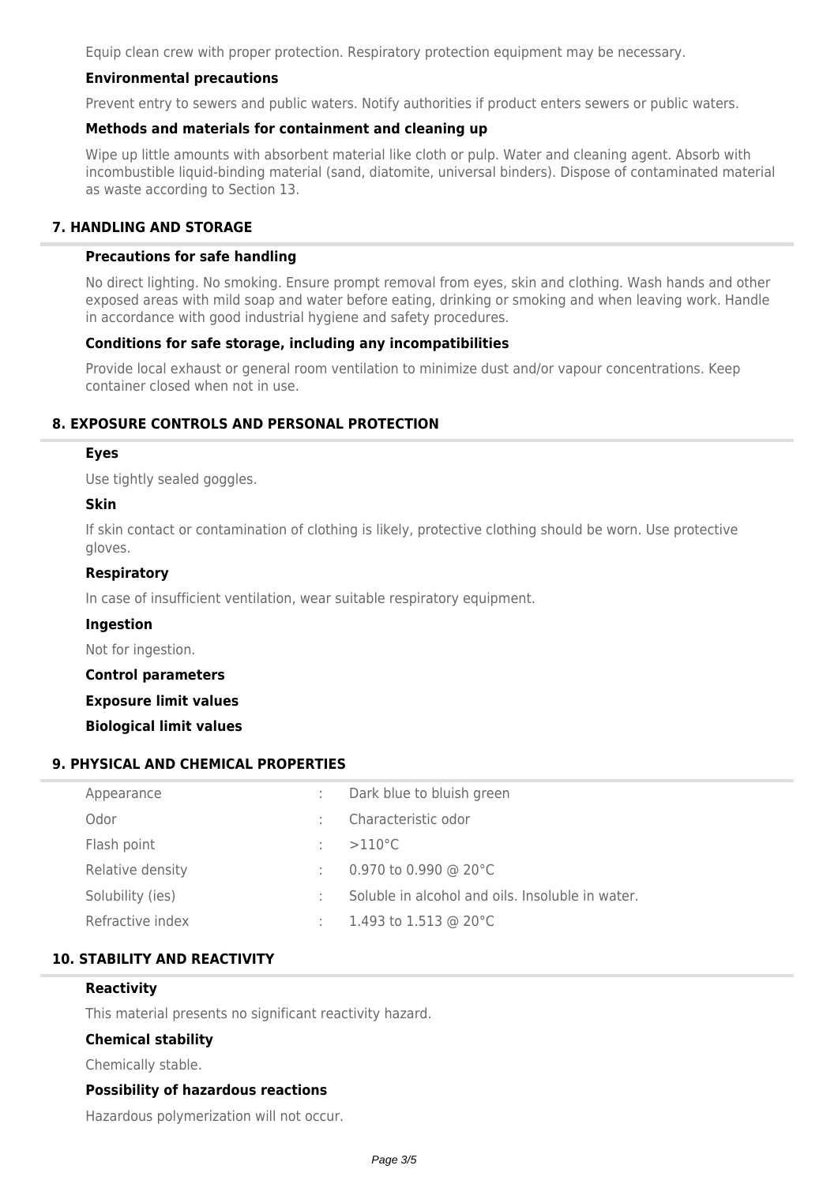Equip clean crew with proper protection. Respiratory protection equipment may be necessary.

### Environmental precautions

Prevent entry to sewers and public waters. Notify authorities if product enters sewers or public waters.

### Methods and materials for containment and cleaning up

Wipe up little amounts with absorbent material like cloth or pulp. Water and cleaning agent. Absorb with incombustible liquid-binding material (sand, diatomite, universal binders). Dispose of contaminated material as waste according to Section 13.

## 7. HANDLING AND STORAGE

### Precautions for safe handling

No direct lighting. No smoking. Ensure prompt removal from eyes, skin and clothing. Wash hands and other exposed areas with mild soap and water before eating, drinking or smoking and when leaving work. Handle in accordance with good industrial hygiene and safety procedures.

### Conditions for safe storage, including any incompatibilities

Provide local exhaust or general room ventilation to minimize dust and/or vapour concentrations. Keep container closed when not in use.

## 8. EXPOSURE CONTROLS AND PERSONAL PROTECTION

### Eyes

Use tightly sealed goggles.

### Skin

If skin contact or contamination of clothing is likely, protective clothing should be worn. Use protective gloves.

### Respiratory

In case of insufficient ventilation, wear suitable respiratory equipment.

### Ingestion

Not for ingestion.

### Control parameters

### Exposure limit values

### Biological limit values

## 9. PHYSICAL AND CHEMICAL PROPERTIES

| | | |
|---|---|---|
| Appearance | : | Dark blue to bluish green |
| Odor | : | Characteristic odor |
| Flash point | : | >110°C |
| Relative density | : | 0.970 to 0.990 @ 20°C |
| Solubility (ies) | : | Soluble in alcohol and oils. Insoluble in water. |
| Refractive index | : | 1.493 to 1.513 @ 20°C |

## 10. STABILITY AND REACTIVITY

### Reactivity

This material presents no significant reactivity hazard.

### Chemical stability

Chemically stable.

### Possibility of hazardous reactions

Hazardous polymerization will not occur.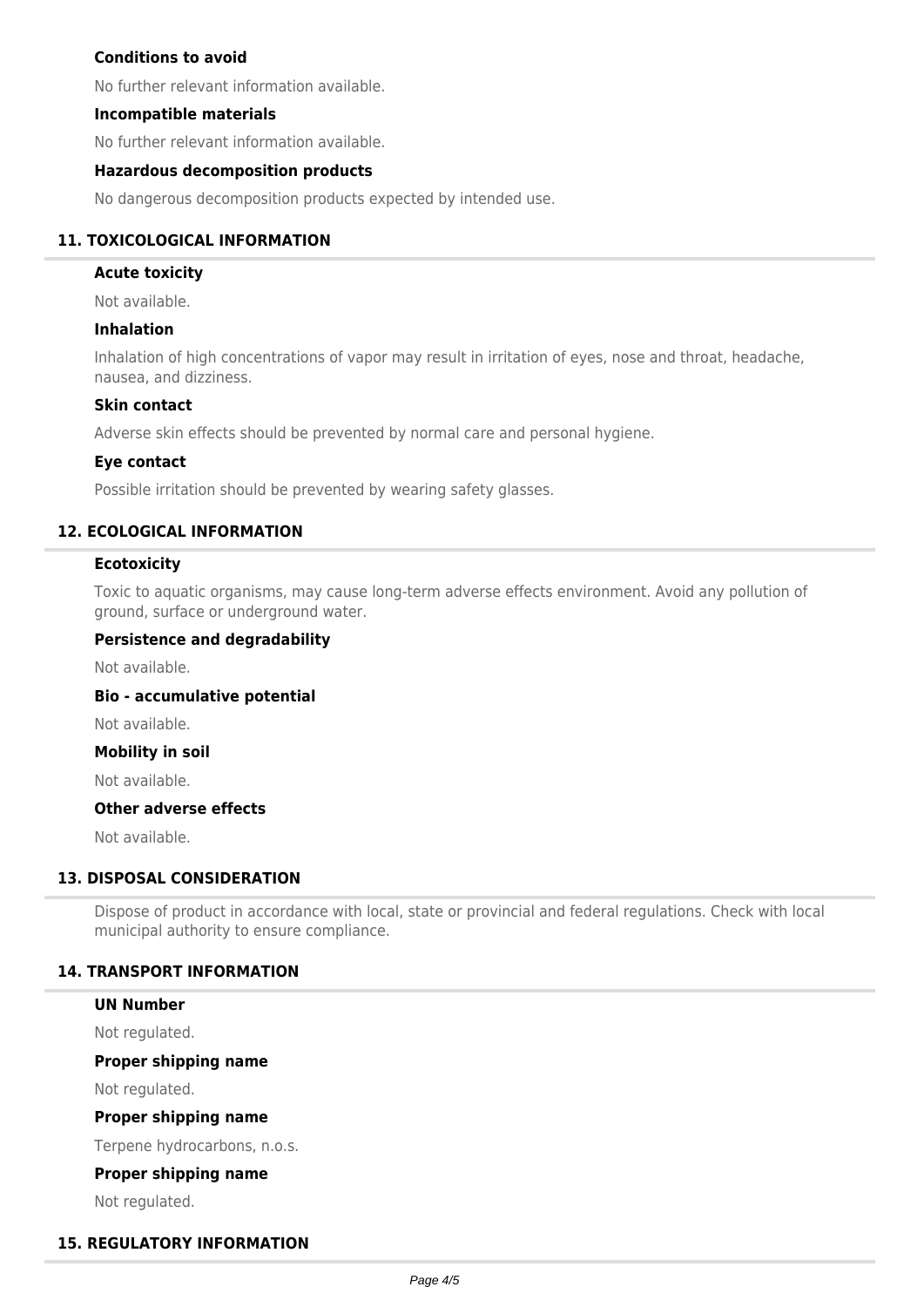### Conditions to avoid

No further relevant information available.

### Incompatible materials

No further relevant information available.

### Hazardous decomposition products

No dangerous decomposition products expected by intended use.

## 11. TOXICOLOGICAL INFORMATION

### Acute toxicity

Not available.

### Inhalation

Inhalation of high concentrations of vapor may result in irritation of eyes, nose and throat, headache, nausea, and dizziness.

### Skin contact

Adverse skin effects should be prevented by normal care and personal hygiene.

### Eye contact

Possible irritation should be prevented by wearing safety glasses.

## 12. ECOLOGICAL INFORMATION

### Ecotoxicity

Toxic to aquatic organisms, may cause long-term adverse effects environment. Avoid any pollution of ground, surface or underground water.

### Persistence and degradability

Not available.

### Bio - accumulative potential

Not available.

### Mobility in soil

Not available.

### Other adverse effects

Not available.

## 13. DISPOSAL CONSIDERATION

Dispose of product in accordance with local, state or provincial and federal regulations. Check with local municipal authority to ensure compliance.

## 14. TRANSPORT INFORMATION

### UN Number

Not regulated.

### Proper shipping name

Not regulated.

### Proper shipping name

Terpene hydrocarbons, n.o.s.

### Proper shipping name

Not regulated.

## 15. REGULATORY INFORMATION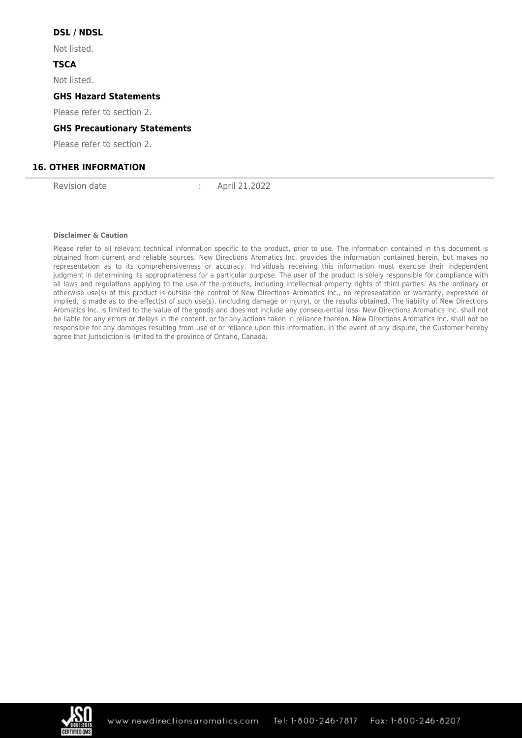### DSL / NDSL

Not listed.

### TSCA

Not listed.

### GHS Hazard Statements

Please refer to section 2.

### GHS Precautionary Statements

Please refer to section 2.

## 16. OTHER INFORMATION

Revision date : April 21,2022

**Disclaimer & Caution**

Please refer to all relevant technical information specific to the product, prior to use. The information contained in this document is obtained from current and reliable sources. New Directions Aromatics Inc. provides the information contained herein, but makes no representation as to its comprehensiveness or accuracy. Individuals receiving this information must exercise their independent judgment in determining its appropriateness for a particular purpose. The user of the product is solely responsible for compliance with all laws and regulations applying to the use of the products, including intellectual property rights of third parties. As the ordinary or otherwise use(s) of this product is outside the control of New Directions Aromatics Inc., no representation or warranty, expressed or implied, is made as to the effect(s) of such use(s), (including damage or injury), or the results obtained. The liability of New Directions Aromatics Inc. is limited to the value of the goods and does not include any consequential loss. New Directions Aromatics Inc. shall not be liable for any errors or delays in the content, or for any actions taken in reliance thereon. New Directions Aromatics Inc. shall not be responsible for any damages resulting from use of or reliance upon this information. In the event of any dispute, the Customer hereby agree that Jurisdiction is limited to the province of Ontario, Canada.